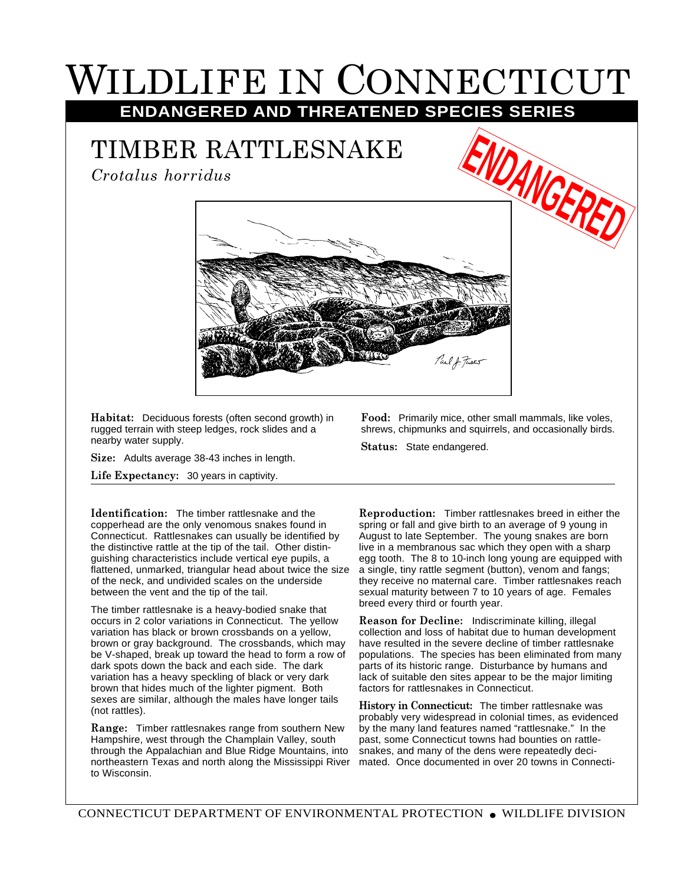# WILDLIFE IN CONNECTICUT

**ENDANGERED AND THREATENED SPECIES SERIES**

## TIMBER RATTLESNAKE

*Crotalus horridus*

ENDANGERED

**Habitat:** Deciduous forests (often second growth) in rugged terrain with steep ledges, rock slides and a nearby water supply.

**Size:** Adults average 38-43 inches in length.

**Life Expectancy:** 30 years in captivity.

**Food:** Primarily mice, other small mammals, like voles, shrews, chipmunks and squirrels, and occasionally birds.

**Status:** State endangered.

---

**Identification:** The timber rattlesnake and the copperhead are the only venomous snakes found in Connecticut. Rattlesnakes can usually be identified by the distinctive rattle at the tip of the tail. Other distinguishing characteristics include vertical eye pupils, a flattened, unmarked, triangular head about twice the size of the neck, and undivided scales on the underside between the vent and the tip of the tail.

The timber rattlesnake is a heavy-bodied snake that occurs in 2 color variations in Connecticut. The yellow variation has black or brown crossbands on a yellow, brown or gray background. The crossbands, which may be V-shaped, break up toward the head to form a row of dark spots down the back and each side. The dark variation has a heavy speckling of black or very dark brown that hides much of the lighter pigment. Both sexes are similar, although the males have longer tails (not rattles).

**Range:** Timber rattlesnakes range from southern New Hampshire, west through the Champlain Valley, south through the Appalachian and Blue Ridge Mountains, into northeastern Texas and north along the Mississippi River to Wisconsin.

**Reproduction:** Timber rattlesnakes breed in either the spring or fall and give birth to an average of 9 young in August to late September. The young snakes are born live in a membranous sac which they open with a sharp egg tooth. The 8 to 10-inch long young are equipped with a single, tiny rattle segment (button), venom and fangs; they receive no maternal care. Timber rattlesnakes reach sexual maturity between 7 to 10 years of age. Females breed every third or fourth year.

**Reason for Decline:** Indiscriminate killing, illegal collection and loss of habitat due to human development have resulted in the severe decline of timber rattlesnake populations. The species has been eliminated from many parts of its historic range. Disturbance by humans and lack of suitable den sites appear to be the major limiting factors for rattlesnakes in Connecticut.

**History in Connecticut:** The timber rattlesnake was probably very widespread in colonial times, as evidenced by the many land features named "rattlesnake." In the past, some Connecticut towns had bounties on rattlesnakes, and many of the dens were repeatedly decimated. Once documented in over 20 towns in Connecti-

CONNECTICUT DEPARTMENT OF ENVIRONMENTAL PROTECTION ● WILDLIFE DIVISION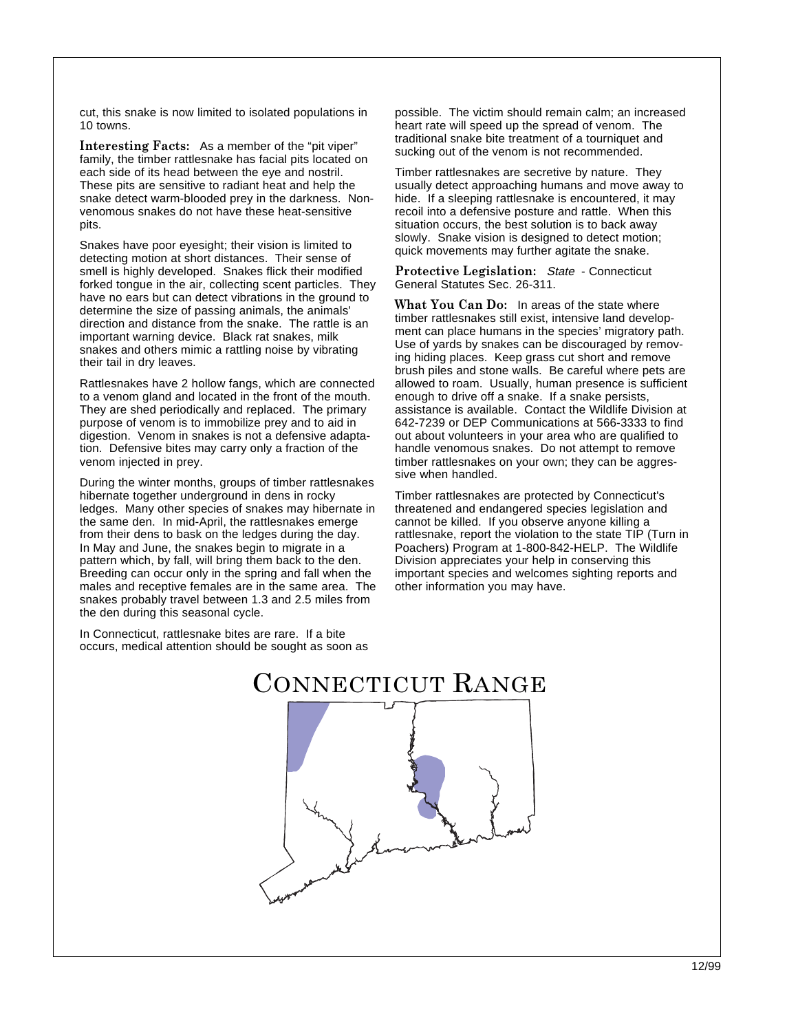cut, this snake is now limited to isolated populations in 10 towns.

**Interesting Facts:** As a member of the "pit viper" family, the timber rattlesnake has facial pits located on each side of its head between the eye and nostril. These pits are sensitive to radiant heat and help the snake detect warm-blooded prey in the darkness. Non-venomous snakes do not have these heat-sensitive pits.

Snakes have poor eyesight; their vision is limited to detecting motion at short distances. Their sense of smell is highly developed. Snakes flick their modified forked tongue in the air, collecting scent particles. They have no ears but can detect vibrations in the ground to determine the size of passing animals, the animals' direction and distance from the snake. The rattle is an important warning device. Black rat snakes, milk snakes and others mimic a rattling noise by vibrating their tail in dry leaves.

Rattlesnakes have 2 hollow fangs, which are connected to a venom gland and located in the front of the mouth. They are shed periodically and replaced. The primary purpose of venom is to immobilize prey and to aid in digestion. Venom in snakes is not a defensive adaptation. Defensive bites may carry only a fraction of the venom injected in prey.

During the winter months, groups of timber rattlesnakes hibernate together underground in dens in rocky ledges. Many other species of snakes may hibernate in the same den. In mid-April, the rattlesnakes emerge from their dens to bask on the ledges during the day. In May and June, the snakes begin to migrate in a pattern which, by fall, will bring them back to the den. Breeding can occur only in the spring and fall when the males and receptive females are in the same area. The snakes probably travel between 1.3 and 2.5 miles from the den during this seasonal cycle.

In Connecticut, rattlesnake bites are rare. If a bite occurs, medical attention should be sought as soon as possible. The victim should remain calm; an increased heart rate will speed up the spread of venom. The traditional snake bite treatment of a tourniquet and sucking out of the venom is not recommended.

Timber rattlesnakes are secretive by nature. They usually detect approaching humans and move away to hide. If a sleeping rattlesnake is encountered, it may recoil into a defensive posture and rattle. When this situation occurs, the best solution is to back away slowly. Snake vision is designed to detect motion; quick movements may further agitate the snake.

**Protective Legislation:** *State* - Connecticut General Statutes Sec. 26-311.

**What You Can Do:** In areas of the state where timber rattlesnakes still exist, intensive land development can place humans in the species' migratory path. Use of yards by snakes can be discouraged by removing hiding places. Keep grass cut short and remove brush piles and stone walls. Be careful where pets are allowed to roam. Usually, human presence is sufficient enough to drive off a snake. If a snake persists, assistance is available. Contact the Wildlife Division at 642-7239 or DEP Communications at 566-3333 to find out about volunteers in your area who are qualified to handle venomous snakes. Do not attempt to remove timber rattlesnakes on your own; they can be aggressive when handled.

Timber rattlesnakes are protected by Connecticut's threatened and endangered species legislation and cannot be killed. If you observe anyone killing a rattlesnake, report the violation to the state TIP (Turn in Poachers) Program at 1-800-842-HELP. The Wildlife Division appreciates your help in conserving this important species and welcomes sighting reports and other information you may have.

## Connecticut Range

12/99